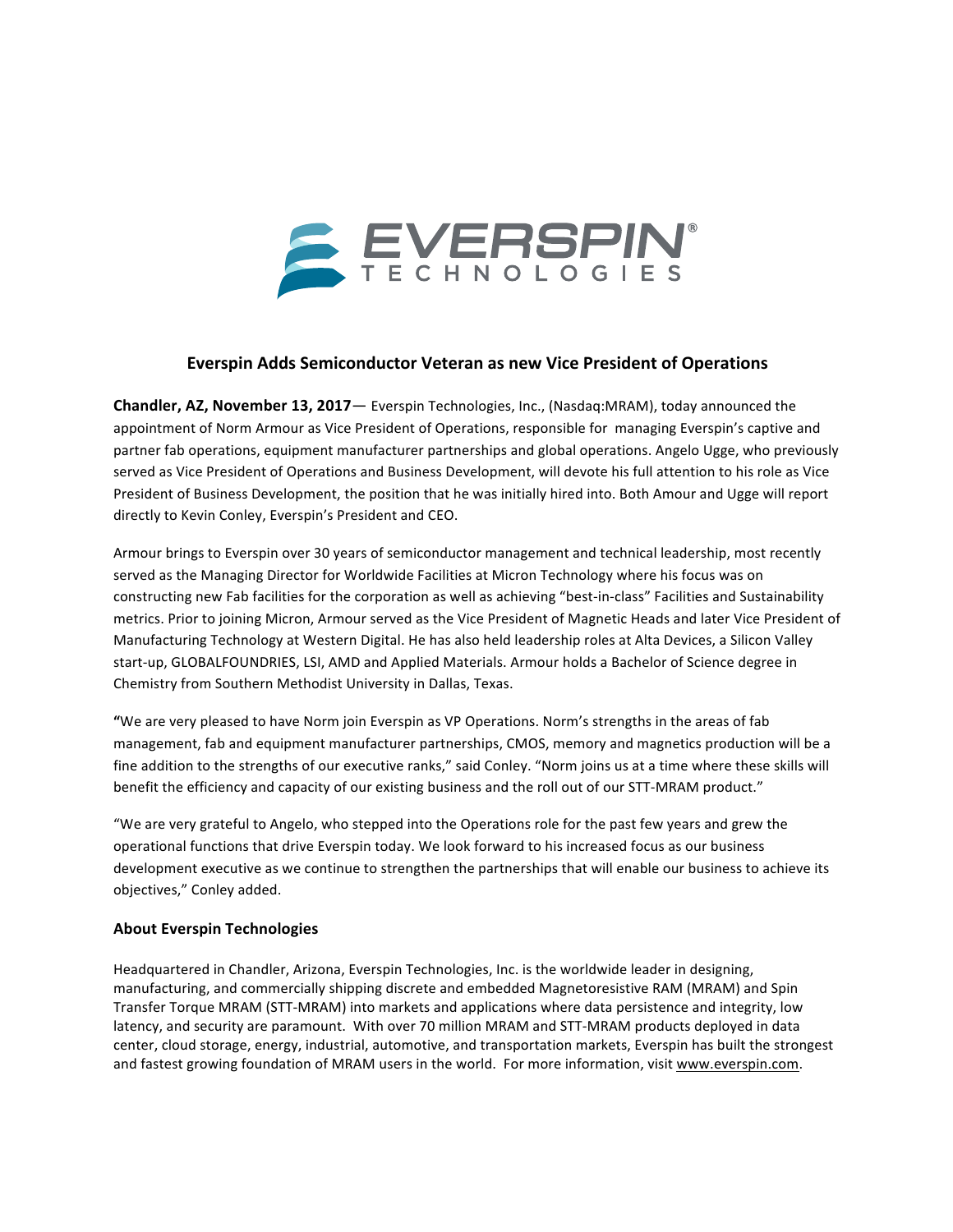# Everspin Adds Semiconductor Veteran as new Vice President of Operations

**Chandler, AZ, November 13, 2017**— Everspin Technologies, Inc., (Nasdaq:MRAM), today announced the appointment of Norm Armour as Vice President of Operations, responsible for managing Everspin's captive and partner fab operations, equipment manufacturer partnerships and global operations. Angelo Ugge, who previously served as Vice President of Operations and Business Development, will devote his full attention to his role as Vice President of Business Development, the position that he was initially hired into. Both Amour and Ugge will report directly to Kevin Conley, Everspin's President and CEO.

Armour brings to Everspin over 30 years of semiconductor management and technical leadership, most recently served as the Managing Director for Worldwide Facilities at Micron Technology where his focus was on constructing new Fab facilities for the corporation as well as achieving "best-in-class" Facilities and Sustainability metrics. Prior to joining Micron, Armour served as the Vice President of Magnetic Heads and later Vice President of Manufacturing Technology at Western Digital. He has also held leadership roles at Alta Devices, a Silicon Valley start-up, GLOBALFOUNDRIES, LSI, AMD and Applied Materials. Armour holds a Bachelor of Science degree in Chemistry from Southern Methodist University in Dallas, Texas.

**"**We are very pleased to have Norm join Everspin as VP Operations. Norm's strengths in the areas of fab management, fab and equipment manufacturer partnerships, CMOS, memory and magnetics production will be a fine addition to the strengths of our executive ranks," said Conley. "Norm joins us at a time where these skills will benefit the efficiency and capacity of our existing business and the roll out of our STT-MRAM product."

"We are very grateful to Angelo, who stepped into the Operations role for the past few years and grew the operational functions that drive Everspin today. We look forward to his increased focus as our business development executive as we continue to strengthen the partnerships that will enable our business to achieve its objectives," Conley added.

## About Everspin Technologies

Headquartered in Chandler, Arizona, Everspin Technologies, Inc. is the worldwide leader in designing, manufacturing, and commercially shipping discrete and embedded Magnetoresistive RAM (MRAM) and Spin Transfer Torque MRAM (STT-MRAM) into markets and applications where data persistence and integrity, low latency, and security are paramount. With over 70 million MRAM and STT-MRAM products deployed in data center, cloud storage, energy, industrial, automotive, and transportation markets, Everspin has built the strongest and fastest growing foundation of MRAM users in the world. For more information, visit www.everspin.com.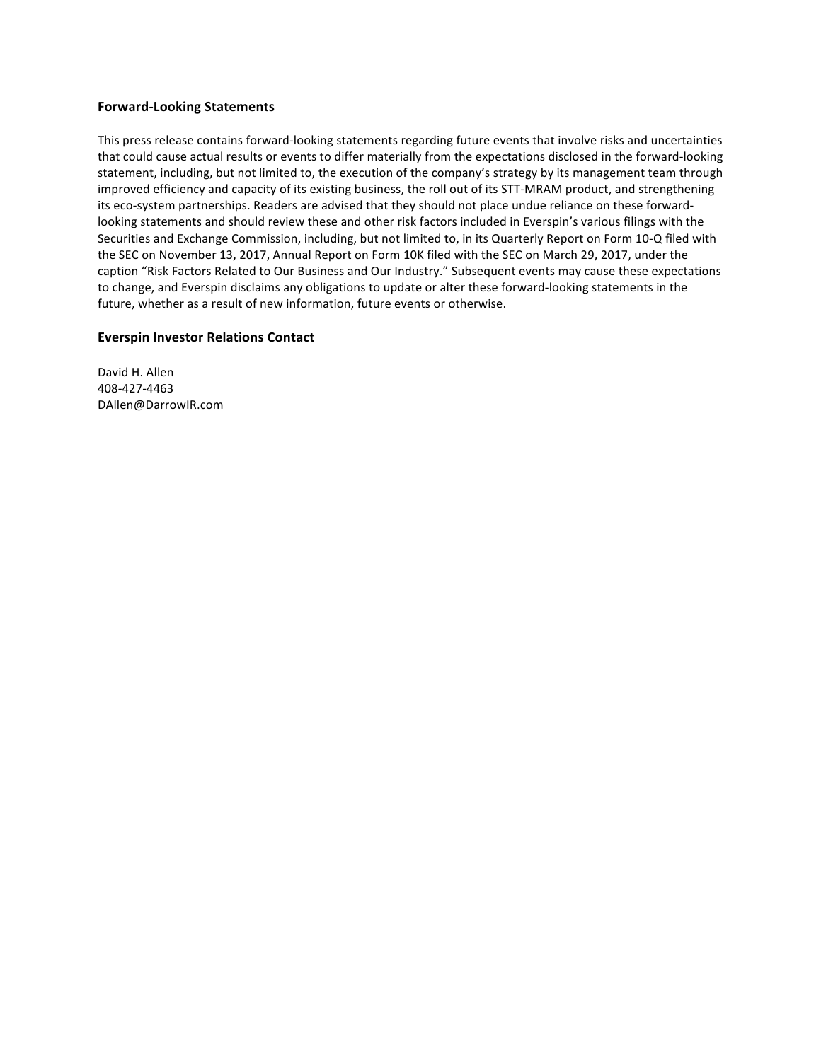### Forward-Looking Statements

This press release contains forward-looking statements regarding future events that involve risks and uncertainties that could cause actual results or events to differ materially from the expectations disclosed in the forward-looking statement, including, but not limited to, the execution of the company's strategy by its management team through improved efficiency and capacity of its existing business, the roll out of its STT-MRAM product, and strengthening its eco-system partnerships. Readers are advised that they should not place undue reliance on these forward-looking statements and should review these and other risk factors included in Everspin's various filings with the Securities and Exchange Commission, including, but not limited to, in its Quarterly Report on Form 10-Q filed with the SEC on November 13, 2017, Annual Report on Form 10K filed with the SEC on March 29, 2017, under the caption "Risk Factors Related to Our Business and Our Industry." Subsequent events may cause these expectations to change, and Everspin disclaims any obligations to update or alter these forward-looking statements in the future, whether as a result of new information, future events or otherwise.

### Everspin Investor Relations Contact

David H. Allen
408-427-4463
DAllen@DarrowIR.com